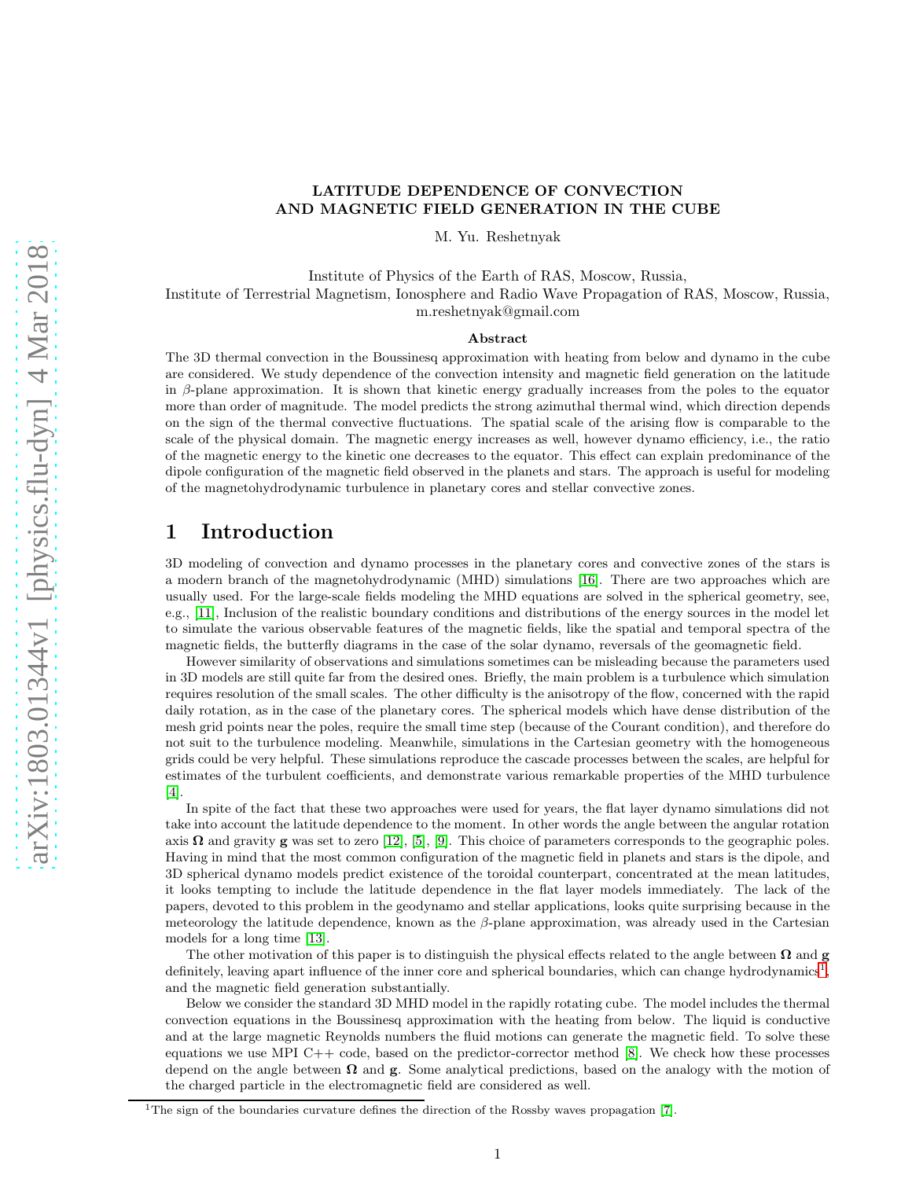# LATITUDE DEPENDENCE OF CONVECTION AND MAGNETIC FIELD GENERATION IN THE CUBE

M. Yu. Reshetnyak

Institute of Physics of the Earth of RAS, Moscow, Russia,
Institute of Terrestrial Magnetism, Ionosphere and Radio Wave Propagation of RAS, Moscow, Russia,
m.reshetnyak@gmail.com

### Abstract

The 3D thermal convection in the Boussinesq approximation with heating from below and dynamo in the cube are considered. We study dependence of the convection intensity and magnetic field generation on the latitude in $\beta$-plane approximation. It is shown that kinetic energy gradually increases from the poles to the equator more than order of magnitude. The model predicts the strong azimuthal thermal wind, which direction depends on the sign of the thermal convective fluctuations. The spatial scale of the arising flow is comparable to the scale of the physical domain. The magnetic energy increases as well, however dynamo efficiency, i.e., the ratio of the magnetic energy to the kinetic one decreases to the equator. This effect can explain predominance of the dipole configuration of the magnetic field observed in the planets and stars. The approach is useful for modeling of the magnetohydrodynamic turbulence in planetary cores and stellar convective zones.

## 1 Introduction

3D modeling of convection and dynamo processes in the planetary cores and convective zones of the stars is a modern branch of the magnetohydrodynamic (MHD) simulations [16]. There are two approaches which are usually used. For the large-scale fields modeling the MHD equations are solved in the spherical geometry, see, e.g., [11], Inclusion of the realistic boundary conditions and distributions of the energy sources in the model let to simulate the various observable features of the magnetic fields, like the spatial and temporal spectra of the magnetic fields, the butterfly diagrams in the case of the solar dynamo, reversals of the geomagnetic field.

However similarity of observations and simulations sometimes can be misleading because the parameters used in 3D models are still quite far from the desired ones. Briefly, the main problem is a turbulence which simulation requires resolution of the small scales. The other difficulty is the anisotropy of the flow, concerned with the rapid daily rotation, as in the case of the planetary cores. The spherical models which have dense distribution of the mesh grid points near the poles, require the small time step (because of the Courant condition), and therefore do not suit to the turbulence modeling. Meanwhile, simulations in the Cartesian geometry with the homogeneous grids could be very helpful. These simulations reproduce the cascade processes between the scales, are helpful for estimates of the turbulent coefficients, and demonstrate various remarkable properties of the MHD turbulence [4].

In spite of the fact that these two approaches were used for years, the flat layer dynamo simulations did not take into account the latitude dependence to the moment. In other words the angle between the angular rotation axis $\mathbf{\Omega}$ and gravity $\mathbf{g}$ was set to zero [12], [5], [9]. This choice of parameters corresponds to the geographic poles. Having in mind that the most common configuration of the magnetic field in planets and stars is the dipole, and 3D spherical dynamo models predict existence of the toroidal counterpart, concentrated at the mean latitudes, it looks tempting to include the latitude dependence in the flat layer models immediately. The lack of the papers, devoted to this problem in the geodynamo and stellar applications, looks quite surprising because in the meteorology the latitude dependence, known as the $\beta$-plane approximation, was already used in the Cartesian models for a long time [13].

The other motivation of this paper is to distinguish the physical effects related to the angle between $\mathbf{\Omega}$ and $\mathbf{g}$ definitely, leaving apart influence of the inner core and spherical boundaries, which can change hydrodynamics[1], and the magnetic field generation substantially.

Below we consider the standard 3D MHD model in the rapidly rotating cube. The model includes the thermal convection equations in the Boussinesq approximation with the heating from below. The liquid is conductive and at the large magnetic Reynolds numbers the fluid motions can generate the magnetic field. To solve these equations we use MPI C++ code, based on the predictor-corrector method [8]. We check how these processes depend on the angle between $\mathbf{\Omega}$ and $\mathbf{g}$. Some analytical predictions, based on the analogy with the motion of the charged particle in the electromagnetic field are considered as well.

[1] The sign of the boundaries curvature defines the direction of the Rossby waves propagation [7].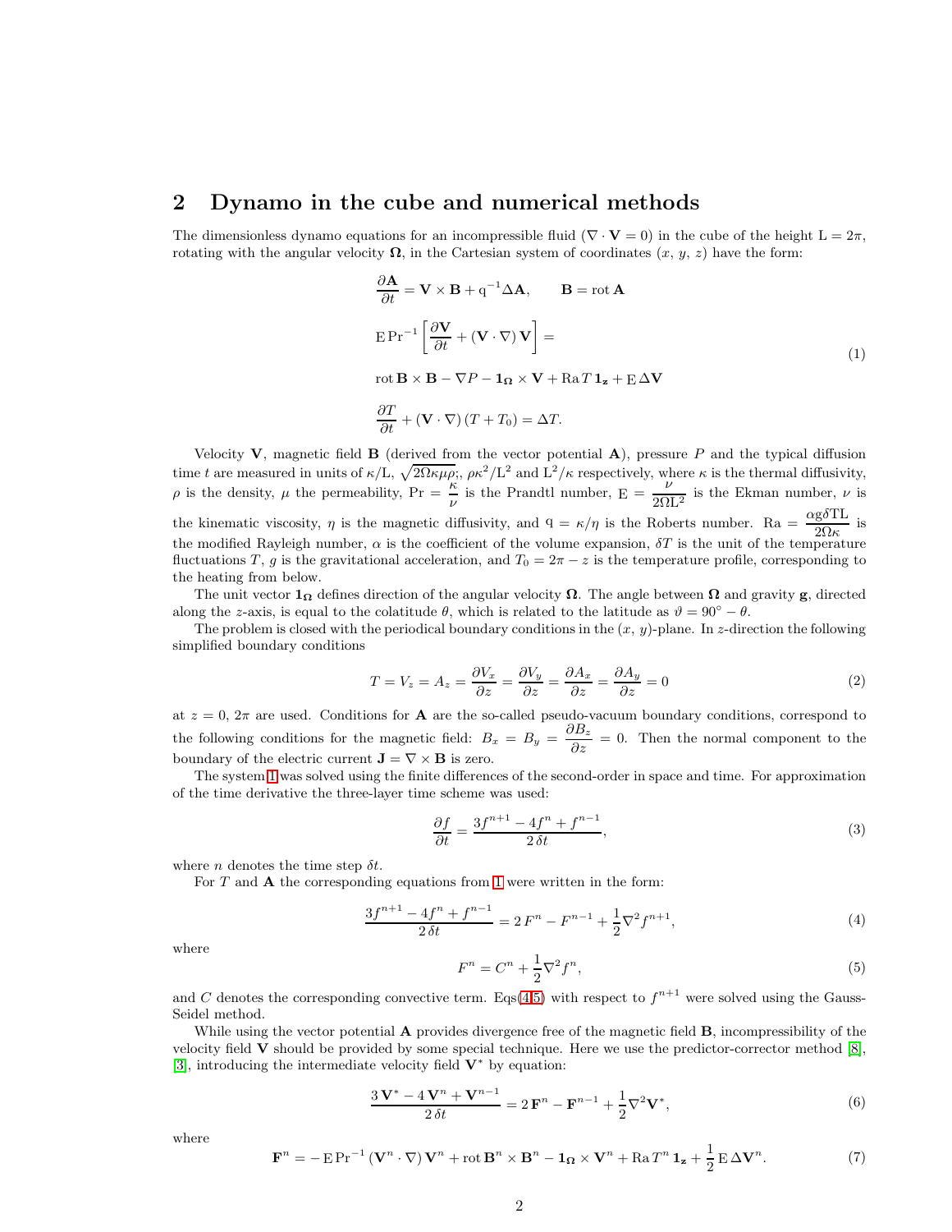## 2 Dynamo in the cube and numerical methods

The dimensionless dynamo equations for an incompressible fluid ($\nabla \cdot \mathbf{V} = 0$) in the cube of the height $\mathrm{L} = 2\pi$, rotating with the angular velocity $\mathbf{\Omega}$, in the Cartesian system of coordinates $(x,\, y,\, z)$ have the form:

$$
\begin{aligned}
&\frac{\partial \mathbf{A}}{\partial t} = \mathbf{V} \times \mathbf{B} + \mathrm{q}^{-1} \Delta \mathbf{A}, \qquad \mathbf{B} = \mathrm{rot}\, \mathbf{A} \\
&\mathrm{E}\, \mathrm{Pr}^{-1} \left[ \frac{\partial \mathbf{V}}{\partial t} + (\mathbf{V} \cdot \nabla)\, \mathbf{V} \right] = \\
&\mathrm{rot}\, \mathbf{B} \times \mathbf{B} - \nabla P - \mathbf{1_\Omega} \times \mathbf{V} + \mathrm{Ra}\, T\, \mathbf{1_z} + \mathrm{E}\, \Delta \mathbf{V} \\
&\frac{\partial T}{\partial t} + (\mathbf{V} \cdot \nabla)\, (T + T_0) = \Delta T.
\end{aligned}
\tag{1}
$$

Velocity $\mathbf{V}$, magnetic field $\mathbf{B}$ (derived from the vector potential $\mathbf{A}$), pressure $P$ and the typical diffusion time $t$ are measured in units of $\kappa/\mathrm{L}$, $\sqrt{2\Omega\kappa\mu\rho}$;, $\rho\kappa^2/\mathrm{L}^2$ and $\mathrm{L}^2/\kappa$ respectively, where $\kappa$ is the thermal diffusivity, $\rho$ is the density, $\mu$ the permeability, $\mathrm{Pr} = \dfrac{\kappa}{\nu}$ is the Prandtl number, $\mathrm{E} = \dfrac{\nu}{2\Omega \mathrm{L}^2}$ is the Ekman number, $\nu$ is the kinematic viscosity, $\eta$ is the magnetic diffusivity, and $\mathrm{q} = \kappa/\eta$ is the Roberts number. $\mathrm{Ra} = \dfrac{\alpha \mathrm{g} \delta \mathrm{T} \mathrm{L}}{2\Omega\kappa}$ is the modified Rayleigh number, $\alpha$ is the coefficient of the volume expansion, $\delta T$ is the unit of the temperature fluctuations $T$, $g$ is the gravitational acceleration, and $T_0 = 2\pi - z$ is the temperature profile, corresponding to the heating from below.

The unit vector $\mathbf{1_\Omega}$ defines direction of the angular velocity $\mathbf{\Omega}$. The angle between $\mathbf{\Omega}$ and gravity $\mathbf{g}$, directed along the $z$-axis, is equal to the colatitude $\theta$, which is related to the latitude as $\vartheta = 90^\circ - \theta$.

The problem is closed with the periodical boundary conditions in the $(x,\, y)$-plane. In $z$-direction the following simplified boundary conditions

$$
T = V_z = A_z = \frac{\partial V_x}{\partial z} = \frac{\partial V_y}{\partial z} = \frac{\partial A_x}{\partial z} = \frac{\partial A_y}{\partial z} = 0 \tag{2}
$$

at $z = 0,\, 2\pi$ are used. Conditions for $\mathbf{A}$ are the so-called pseudo-vacuum boundary conditions, correspond to the following conditions for the magnetic field: $B_x = B_y = \dfrac{\partial B_z}{\partial z} = 0$. Then the normal component to the boundary of the electric current $\mathbf{J} = \nabla \times \mathbf{B}$ is zero.

The system 1 was solved using the finite differences of the second-order in space and time. For approximation of the time derivative the three-layer time scheme was used:

$$
\frac{\partial f}{\partial t} = \frac{3 f^{n+1} - 4 f^n + f^{n-1}}{2\, \delta t}, \tag{3}
$$

where $n$ denotes the time step $\delta t$.

For $T$ and $\mathbf{A}$ the corresponding equations from 1 were written in the form:

$$
\frac{3 f^{n+1} - 4 f^n + f^{n-1}}{2\, \delta t} = 2\, F^n - F^{n-1} + \frac{1}{2} \nabla^2 f^{n+1}, \tag{4}
$$

where

$$
F^n = C^n + \frac{1}{2} \nabla^2 f^n, \tag{5}
$$

and $C$ denotes the corresponding convective term. Eqs(4,5) with respect to $f^{n+1}$ were solved using the Gauss-Seidel method.

While using the vector potential $\mathbf{A}$ provides divergence free of the magnetic field $\mathbf{B}$, incompressibility of the velocity field $\mathbf{V}$ should be provided by some special technique. Here we use the predictor-corrector method [8], [3], introducing the intermediate velocity field $\mathbf{V}^*$ by equation:

$$
\frac{3\, \mathbf{V}^* - 4\, \mathbf{V}^n + \mathbf{V}^{n-1}}{2\, \delta t} = 2\, \mathbf{F}^n - \mathbf{F}^{n-1} + \frac{1}{2} \nabla^2 \mathbf{V}^*, \tag{6}
$$

where

$$
\mathbf{F}^n = -\, \mathrm{E}\, \mathrm{Pr}^{-1} \left( \mathbf{V}^n \cdot \nabla \right) \mathbf{V}^n + \mathrm{rot}\, \mathbf{B}^n \times \mathbf{B}^n - \mathbf{1_\Omega} \times \mathbf{V}^n + \mathrm{Ra}\, T^n\, \mathbf{1_z} + \frac{1}{2}\, \mathrm{E}\, \Delta \mathbf{V}^n. \tag{7}
$$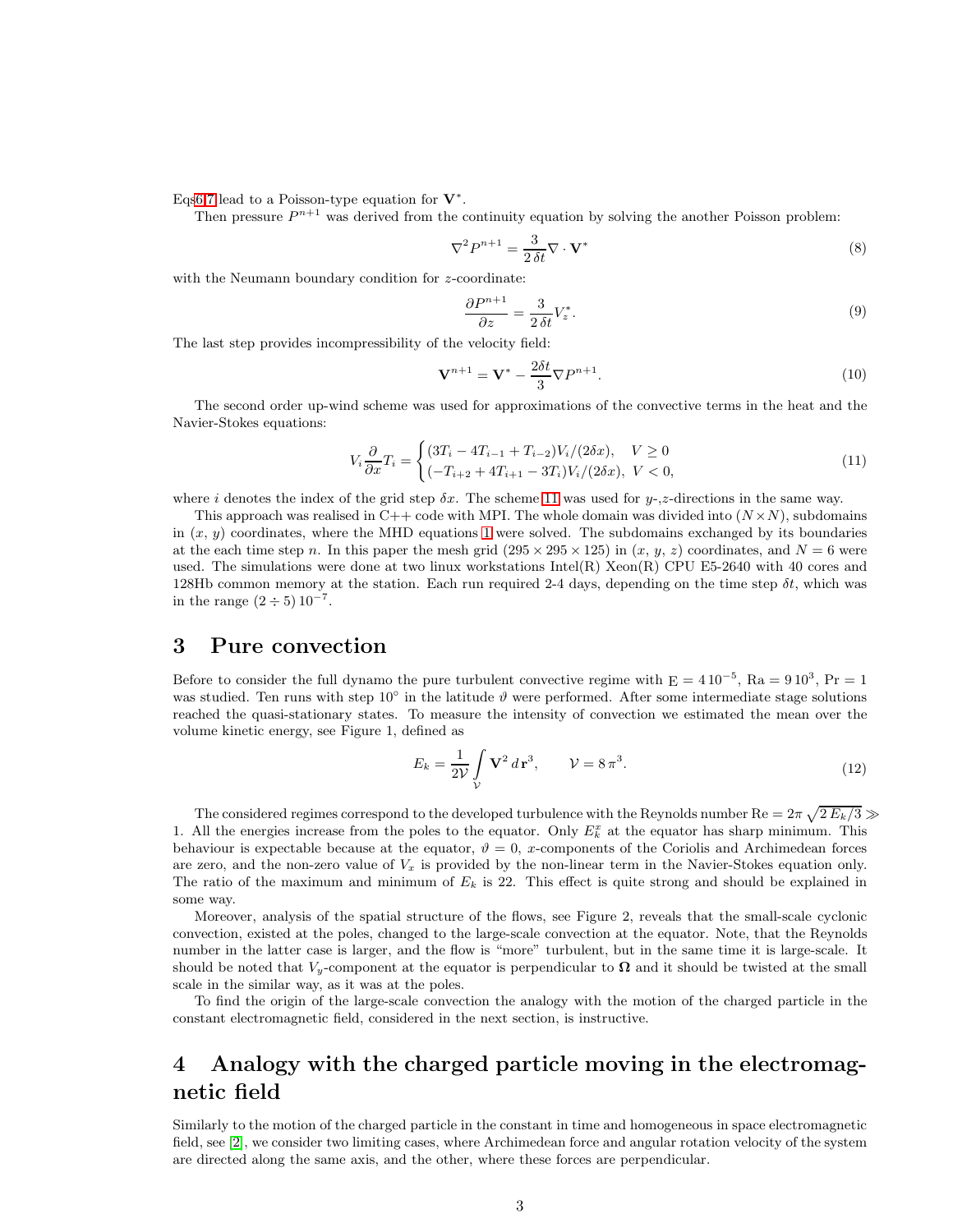Eqs6,7 lead to a Poisson-type equation for $\mathbf{V}^*$.

Then pressure $P^{n+1}$ was derived from the continuity equation by solving the another Poisson problem:

$$\nabla^2 P^{n+1} = \frac{3}{2\,\delta t}\nabla\cdot\mathbf{V}^* \tag{8}$$

with the Neumann boundary condition for $z$-coordinate:

$$\frac{\partial P^{n+1}}{\partial z} = \frac{3}{2\,\delta t}V_z^*. \tag{9}$$

The last step provides incompressibility of the velocity field:

$$\mathbf{V}^{n+1} = \mathbf{V}^* - \frac{2\delta t}{3}\nabla P^{n+1}. \tag{10}$$

The second order up-wind scheme was used for approximations of the convective terms in the heat and the Navier-Stokes equations:

$$V_i\frac{\partial}{\partial x}T_i = \begin{cases}(3T_i - 4T_{i-1} + T_{i-2})V_i/(2\delta x), & V \geq 0\\ (-T_{i+2} + 4T_{i+1} - 3T_i)V_i/(2\delta x), & V < 0,\end{cases} \tag{11}$$

where $i$ denotes the index of the grid step $\delta x$. The scheme 11 was used for $y$-,$z$-directions in the same way.

This approach was realised in C++ code with MPI. The whole domain was divided into $(N\times N)$, subdomains in $(x,\,y)$ coordinates, where the MHD equations 1 were solved. The subdomains exchanged by its boundaries at the each time step $n$. In this paper the mesh grid $(295\times 295\times 125)$ in $(x,\,y,\,z)$ coordinates, and $N = 6$ were used. The simulations were done at two linux workstations Intel(R) Xeon(R) CPU E5-2640 with 40 cores and 128Hb common memory at the station. Each run required 2-4 days, depending on the time step $\delta t$, which was in the range $(2\div 5)\,10^{-7}$.

## 3 Pure convection

Before to consider the full dynamo the pure turbulent convective regime with $\mathrm{E} = 4\,10^{-5}$, $\mathrm{Ra} = 9\,10^3$, $\mathrm{Pr} = 1$ was studied. Ten runs with step $10^\circ$ in the latitude $\vartheta$ were performed. After some intermediate stage solutions reached the quasi-stationary states. To measure the intensity of convection we estimated the mean over the volume kinetic energy, see Figure 1, defined as

$$E_k = \frac{1}{2\mathcal{V}}\int\limits_{\mathcal{V}} \mathbf{V}^2\,d\,\mathbf{r}^3, \qquad \mathcal{V} = 8\,\pi^3. \tag{12}$$

The considered regimes correspond to the developed turbulence with the Reynolds number $\mathrm{Re} = 2\pi\,\sqrt{2\,E_k/3} \gg 1$. All the energies increase from the poles to the equator. Only $E_k^x$ at the equator has sharp minimum. This behaviour is expectable because at the equator, $\vartheta = 0$, $x$-components of the Coriolis and Archimedean forces are zero, and the non-zero value of $V_x$ is provided by the non-linear term in the Navier-Stokes equation only. The ratio of the maximum and minimum of $E_k$ is 22. This effect is quite strong and should be explained in some way.

Moreover, analysis of the spatial structure of the flows, see Figure 2, reveals that the small-scale cyclonic convection, existed at the poles, changed to the large-scale convection at the equator. Note, that the Reynolds number in the latter case is larger, and the flow is "more" turbulent, but in the same time it is large-scale. It should be noted that $V_y$-component at the equator is perpendicular to $\mathbf{\Omega}$ and it should be twisted at the small scale in the similar way, as it was at the poles.

To find the origin of the large-scale convection the analogy with the motion of the charged particle in the constant electromagnetic field, considered in the next section, is instructive.

## 4 Analogy with the charged particle moving in the electromagnetic field

Similarly to the motion of the charged particle in the constant in time and homogeneous in space electromagnetic field, see [2], we consider two limiting cases, where Archimedean force and angular rotation velocity of the system are directed along the same axis, and the other, where these forces are perpendicular.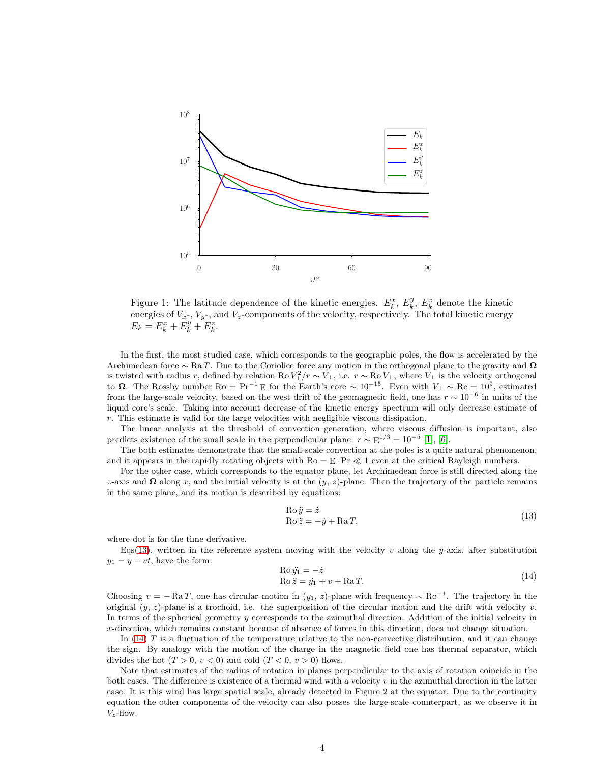Figure 1: The latitude dependence of the kinetic energies. $E_k^x$, $E_k^y$, $E_k^z$ denote the kinetic energies of $V_x$-, $V_y$-, and $V_z$-components of the velocity, respectively. The total kinetic energy $E_k = E_k^x + E_k^y + E_k^z$.

In the first, the most studied case, which corresponds to the geographic poles, the flow is accelerated by the Archimedean force $\sim \mathrm{Ra}\, T$. Due to the Coriolice force any motion in the orthogonal plane to the gravity and $\mathbf{\Omega}$ is twisted with radius $r$, defined by relation $\mathrm{Ro}\, V_\perp^2/r \sim V_\perp$, i.e. $r \sim \mathrm{Ro}\, V_\perp$, where $V_\perp$ is the velocity orthogonal to $\mathbf{\Omega}$. The Rossby number $\mathrm{Ro} = \mathrm{Pr}^{-1}\, \mathrm{E}$ for the Earth's core $\sim 10^{-15}$. Even with $V_\perp \sim \mathrm{Re} = 10^9$, estimated from the large-scale velocity, based on the west drift of the geomagnetic field, one has $r \sim 10^{-6}$ in units of the liquid core's scale. Taking into account decrease of the kinetic energy spectrum will only decrease estimate of $r$. This estimate is valid for the large velocities with negligible viscous dissipation.

The linear analysis at the threshold of convection generation, where viscous diffusion is important, also predicts existence of the small scale in the perpendicular plane: $r \sim \mathrm{E}^{1/3} = 10^{-5}$ [1], [6].

The both estimates demonstrate that the small-scale convection at the poles is a quite natural phenomenon, and it appears in the rapidly rotating objects with $\mathrm{Ro} = \mathrm{E} \cdot \mathrm{Pr} \ll 1$ even at the critical Rayleigh numbers.

For the other case, which corresponds to the equator plane, let Archimedean force is still directed along the $z$-axis and $\mathbf{\Omega}$ along $x$, and the initial velocity is at the ($y$, $z$)-plane. Then the trajectory of the particle remains in the same plane, and its motion is described by equations:

$$
\begin{aligned}
\mathrm{Ro}\, \ddot{y} &= \dot{z} \\
\mathrm{Ro}\, \ddot{z} &= -\dot{y} + \mathrm{Ra}\, T,
\end{aligned}
\tag{13}
$$

where dot is for the time derivative.

Eqs(13), written in the reference system moving with the velocity $v$ along the $y$-axis, after substitution $y_1 = y - vt$, have the form:

$$
\begin{aligned}
\mathrm{Ro}\, \ddot{y_1} &= -\dot{z} \\
\mathrm{Ro}\, \ddot{z} &= \dot{y_1} + v + \mathrm{Ra}\, T.
\end{aligned}
\tag{14}
$$

Choosing $v = -\mathrm{Ra}\, T$, one has circular motion in ($y_1$, $z$)-plane with frequency $\sim \mathrm{Ro}^{-1}$. The trajectory in the original ($y$, $z$)-plane is a trochoid, i.e. the superposition of the circular motion and the drift with velocity $v$. In terms of the spherical geometry $y$ corresponds to the azimuthal direction. Addition of the initial velocity in $x$-direction, which remains constant because of absence of forces in this direction, does not change situation.

In (14) $T$ is a fluctuation of the temperature relative to the non-convective distribution, and it can change the sign. By analogy with the motion of the charge in the magnetic field one has thermal separator, which divides the hot ($T > 0$, $v < 0$) and cold ($T < 0$, $v > 0$) flows.

Note that estimates of the radius of rotation in planes perpendicular to the axis of rotation coincide in the both cases. The difference is existence of a thermal wind with a velocity $v$ in the azimuthal direction in the latter case. It is this wind has large spatial scale, already detected in Figure 2 at the equator. Due to the continuity equation the other components of the velocity can also posses the large-scale counterpart, as we observe it in $V_z$-flow.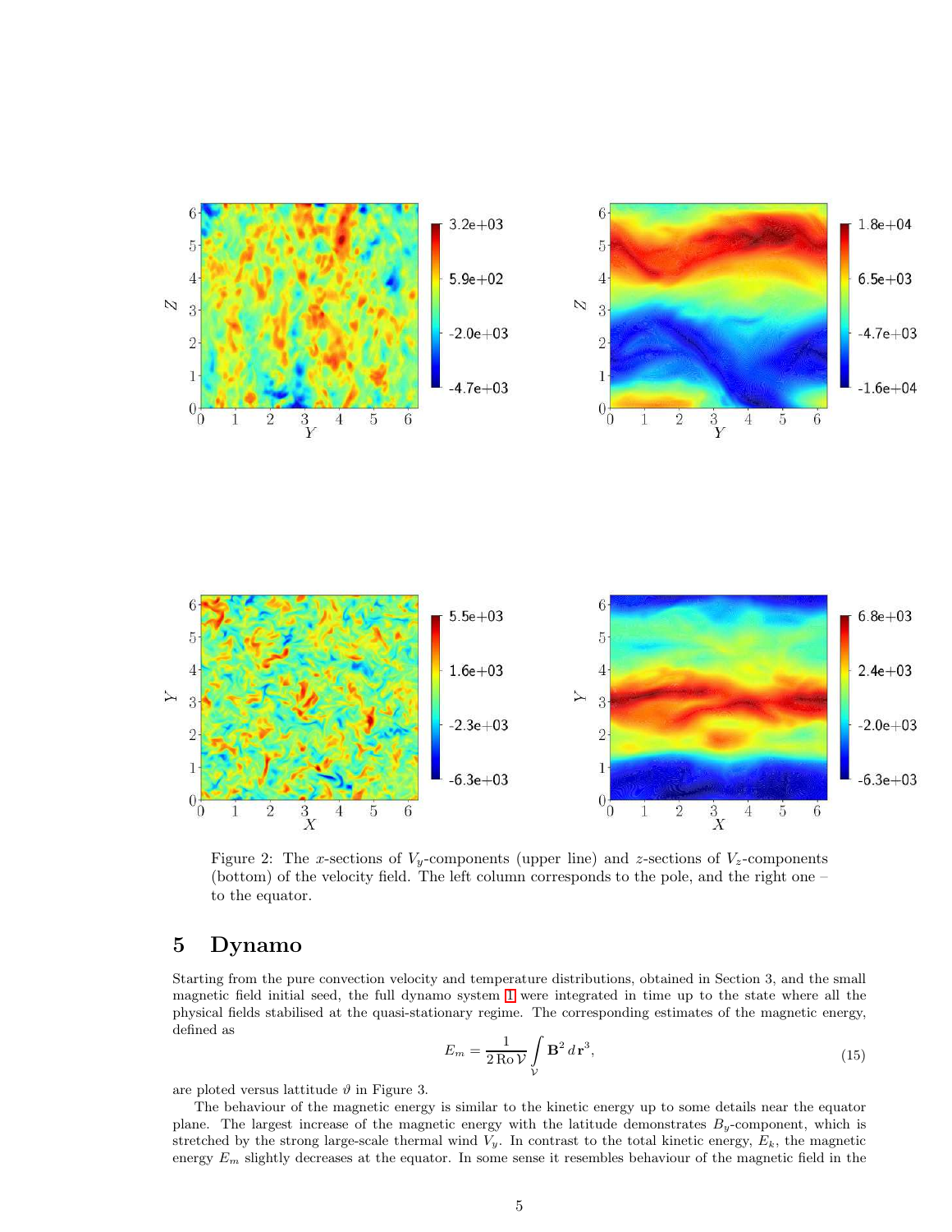Figure 2: The $x$-sections of $V_y$-components (upper line) and $z$-sections of $V_z$-components (bottom) of the velocity field. The left column corresponds to the pole, and the right one – to the equator.

# 5 Dynamo

Starting from the pure convection velocity and temperature distributions, obtained in Section 3, and the small magnetic field initial seed, the full dynamo system 1 were integrated in time up to the state where all the physical fields stabilised at the quasi-stationary regime. The corresponding estimates of the magnetic energy, defined as

$$E_m = \frac{1}{2\,\mathrm{Ro}\,\mathcal{V}} \int\limits_{\mathcal{V}} \mathbf{B}^2 \, d\,\mathbf{r}^3, \tag{15}$$

are ploted versus lattitude $\vartheta$ in Figure 3.

The behaviour of the magnetic energy is similar to the kinetic energy up to some details near the equator plane. The largest increase of the magnetic energy with the latitude demonstrates $B_y$-component, which is stretched by the strong large-scale thermal wind $V_y$. In contrast to the total kinetic energy, $E_k$, the magnetic energy $E_m$ slightly decreases at the equator. In some sense it resembles behaviour of the magnetic field in the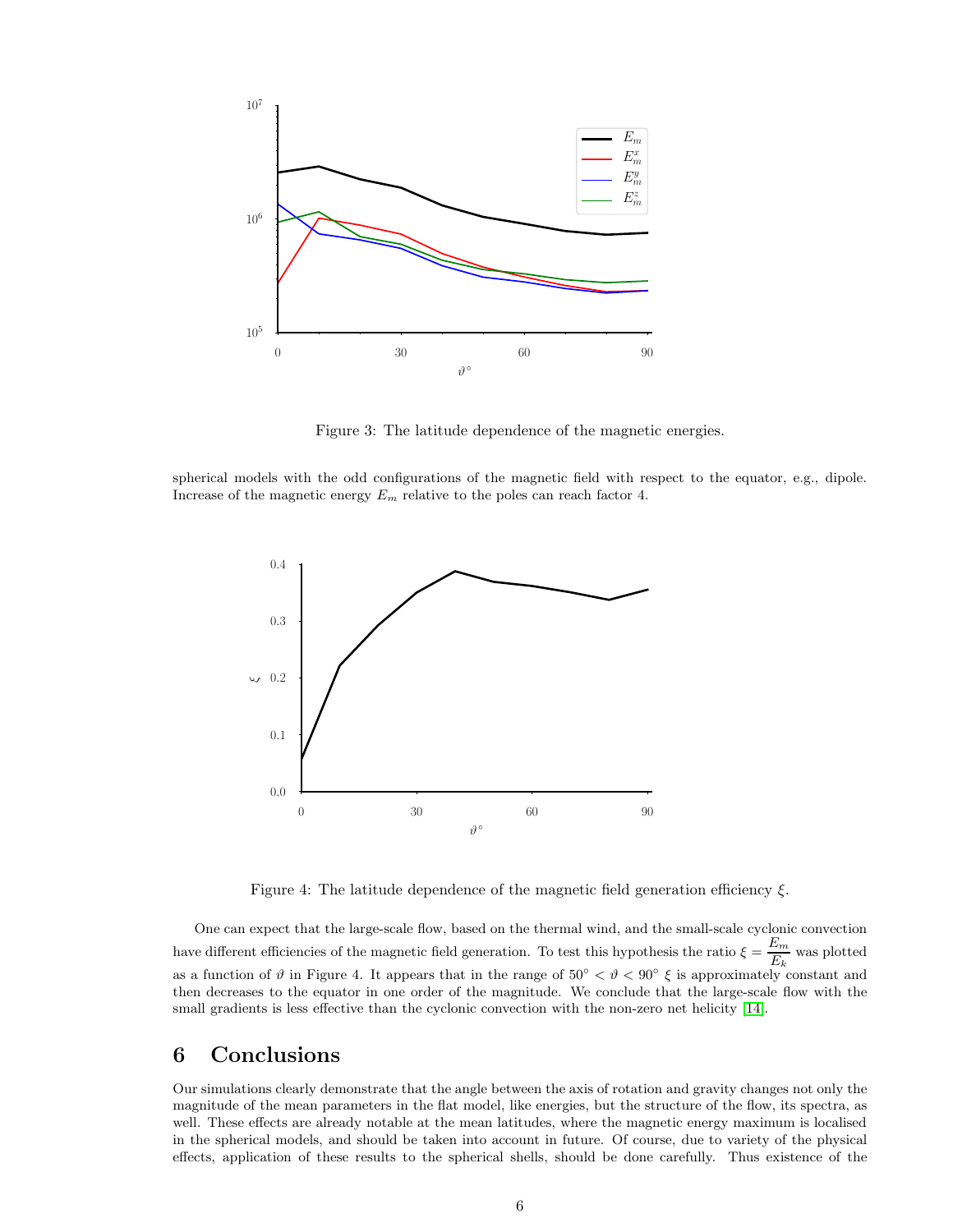Figure 3: The latitude dependence of the magnetic energies.

spherical models with the odd configurations of the magnetic field with respect to the equator, e.g., dipole. Increase of the magnetic energy $E_m$ relative to the poles can reach factor 4.

Figure 4: The latitude dependence of the magnetic field generation efficiency $\xi$.

One can expect that the large-scale flow, based on the thermal wind, and the small-scale cyclonic convection have different efficiencies of the magnetic field generation. To test this hypothesis the ratio $\xi = \dfrac{E_m}{E_k}$ was plotted as a function of $\vartheta$ in Figure 4. It appears that in the range of $50^\circ < \vartheta < 90^\circ$ $\xi$ is approximately constant and then decreases to the equator in one order of the magnitude. We conclude that the large-scale flow with the small gradients is less effective than the cyclonic convection with the non-zero net helicity [14].

## 6 Conclusions

Our simulations clearly demonstrate that the angle between the axis of rotation and gravity changes not only the magnitude of the mean parameters in the flat model, like energies, but the structure of the flow, its spectra, as well. These effects are already notable at the mean latitudes, where the magnetic energy maximum is localised in the spherical models, and should be taken into account in future. Of course, due to variety of the physical effects, application of these results to the spherical shells, should be done carefully. Thus existence of the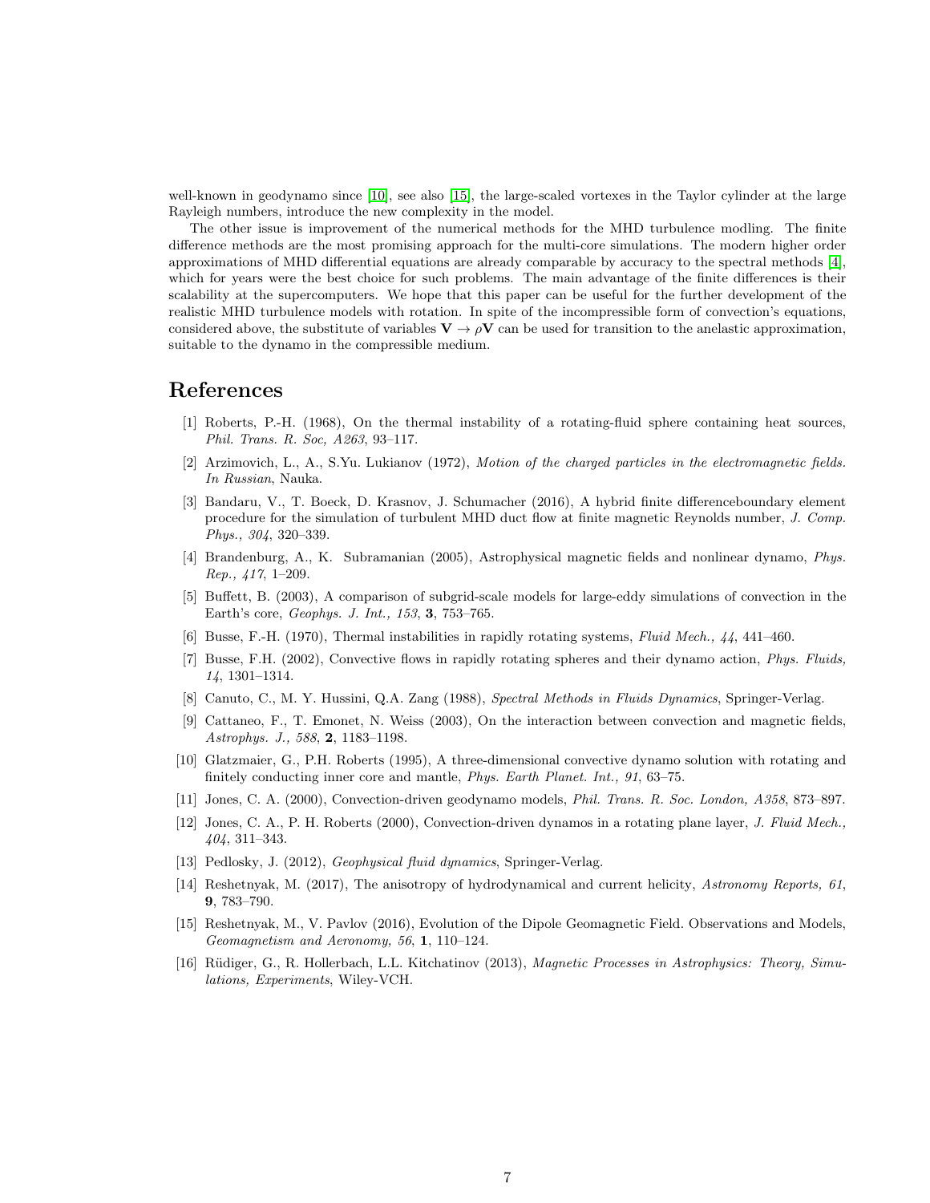well-known in geodynamo since [10], see also [15], the large-scaled vortexes in the Taylor cylinder at the large Rayleigh numbers, introduce the new complexity in the model.

The other issue is improvement of the numerical methods for the MHD turbulence modling. The finite difference methods are the most promising approach for the multi-core simulations. The modern higher order approximations of MHD differential equations are already comparable by accuracy to the spectral methods [4], which for years were the best choice for such problems. The main advantage of the finite differences is their scalability at the supercomputers. We hope that this paper can be useful for the further development of the realistic MHD turbulence models with rotation. In spite of the incompressible form of convection's equations, considered above, the substitute of variables $\mathbf{V} \to \rho\mathbf{V}$ can be used for transition to the anelastic approximation, suitable to the dynamo in the compressible medium.

# References

[1] Roberts, P.-H. (1968), On the thermal instability of a rotating-fluid sphere containing heat sources, *Phil. Trans. R. Soc, A263*, 93–117.

[2] Arzimovich, L., A., S.Yu. Lukianov (1972), *Motion of the charged particles in the electromagnetic fields. In Russian*, Nauka.

[3] Bandaru, V., T. Boeck, D. Krasnov, J. Schumacher (2016), A hybrid finite differenceboundary element procedure for the simulation of turbulent MHD duct flow at finite magnetic Reynolds number, *J. Comp. Phys., 304*, 320–339.

[4] Brandenburg, A., K. Subramanian (2005), Astrophysical magnetic fields and nonlinear dynamo, *Phys. Rep., 417*, 1–209.

[5] Buffett, B. (2003), A comparison of subgrid-scale models for large-eddy simulations of convection in the Earth's core, *Geophys. J. Int., 153*, **3**, 753–765.

[6] Busse, F.-H. (1970), Thermal instabilities in rapidly rotating systems, *Fluid Mech., 44*, 441–460.

[7] Busse, F.H. (2002), Convective flows in rapidly rotating spheres and their dynamo action, *Phys. Fluids, 14*, 1301–1314.

[8] Canuto, C., M. Y. Hussini, Q.A. Zang (1988), *Spectral Methods in Fluids Dynamics*, Springer-Verlag.

[9] Cattaneo, F., T. Emonet, N. Weiss (2003), On the interaction between convection and magnetic fields, *Astrophys. J., 588*, **2**, 1183–1198.

[10] Glatzmaier, G., P.H. Roberts (1995), A three-dimensional convective dynamo solution with rotating and finitely conducting inner core and mantle, *Phys. Earth Planet. Int., 91*, 63–75.

[11] Jones, C. A. (2000), Convection-driven geodynamo models, *Phil. Trans. R. Soc. London, A358*, 873–897.

[12] Jones, C. A., P. H. Roberts (2000), Convection-driven dynamos in a rotating plane layer, *J. Fluid Mech., 404*, 311–343.

[13] Pedlosky, J. (2012), *Geophysical fluid dynamics*, Springer-Verlag.

[14] Reshetnyak, M. (2017), The anisotropy of hydrodynamical and current helicity, *Astronomy Reports, 61*, **9**, 783–790.

[15] Reshetnyak, M., V. Pavlov (2016), Evolution of the Dipole Geomagnetic Field. Observations and Models, *Geomagnetism and Aeronomy, 56*, **1**, 110–124.

[16] Rüdiger, G., R. Hollerbach, L.L. Kitchatinov (2013), *Magnetic Processes in Astrophysics: Theory, Simulations, Experiments*, Wiley-VCH.